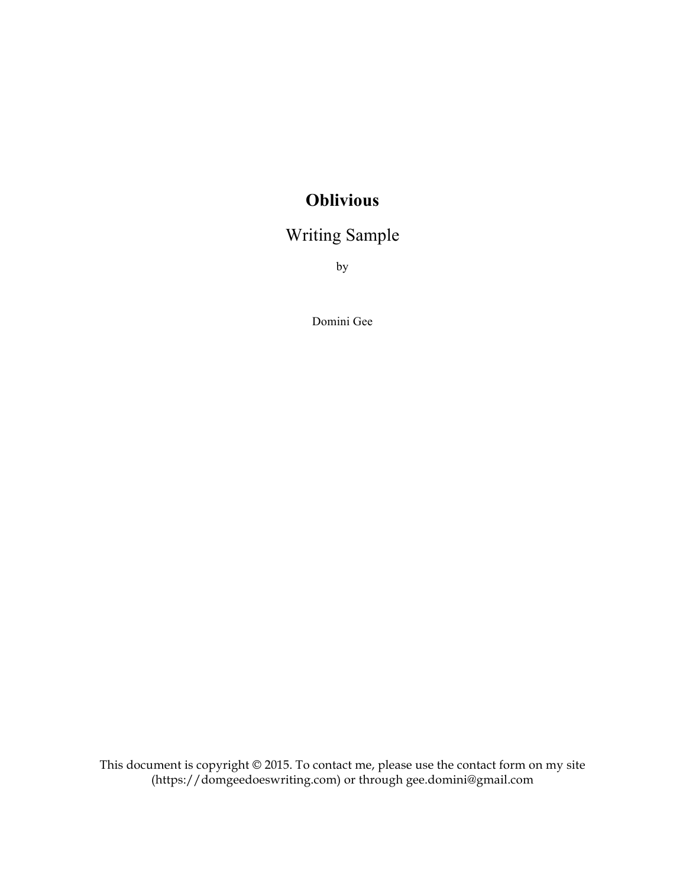# Oblivious

Writing Sample

by

Domini Gee

This document is copyright © 2015. To contact me, please use the contact form on my site (https://domgeedoeswriting.com) or through gee.domini@gmail.com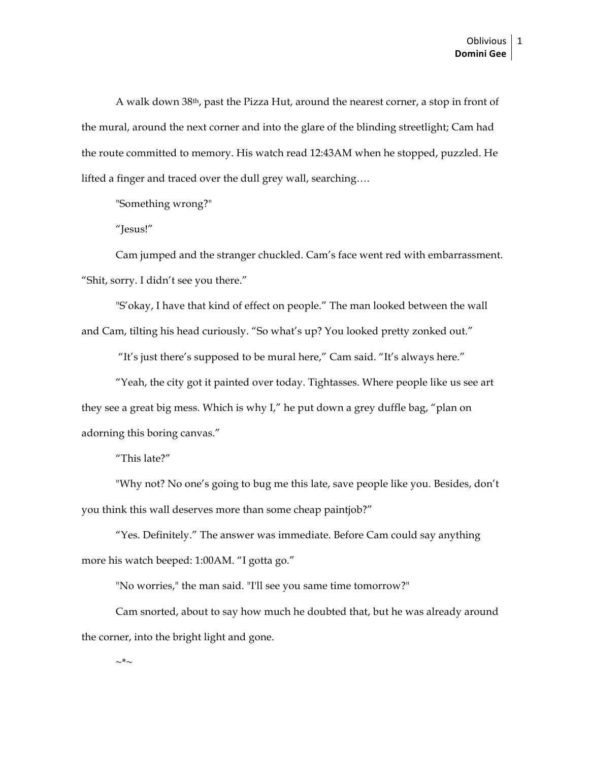A walk down 38th, past the Pizza Hut, around the nearest corner, a stop in front of the mural, around the next corner and into the glare of the blinding streetlight; Cam had the route committed to memory. His watch read 12:43AM when he stopped, puzzled. He lifted a finger and traced over the dull grey wall, searching….

"Something wrong?"

"Jesus!"

Cam jumped and the stranger chuckled. Cam's face went red with embarrassment. "Shit, sorry. I didn't see you there."

"S'okay, I have that kind of effect on people." The man looked between the wall and Cam, tilting his head curiously. "So what's up? You looked pretty zonked out."

"It's just there's supposed to be mural here," Cam said. "It's always here."

"Yeah, the city got it painted over today. Tightasses. Where people like us see art they see a great big mess. Which is why I," he put down a grey duffle bag, "plan on adorning this boring canvas."

"This late?"

"Why not? No one's going to bug me this late, save people like you. Besides, don't you think this wall deserves more than some cheap paintjob?"

"Yes. Definitely." The answer was immediate. Before Cam could say anything more his watch beeped: 1:00AM. "I gotta go."

"No worries," the man said. "I'll see you same time tomorrow?"

Cam snorted, about to say how much he doubted that, but he was already around the corner, into the bright light and gone.

~*~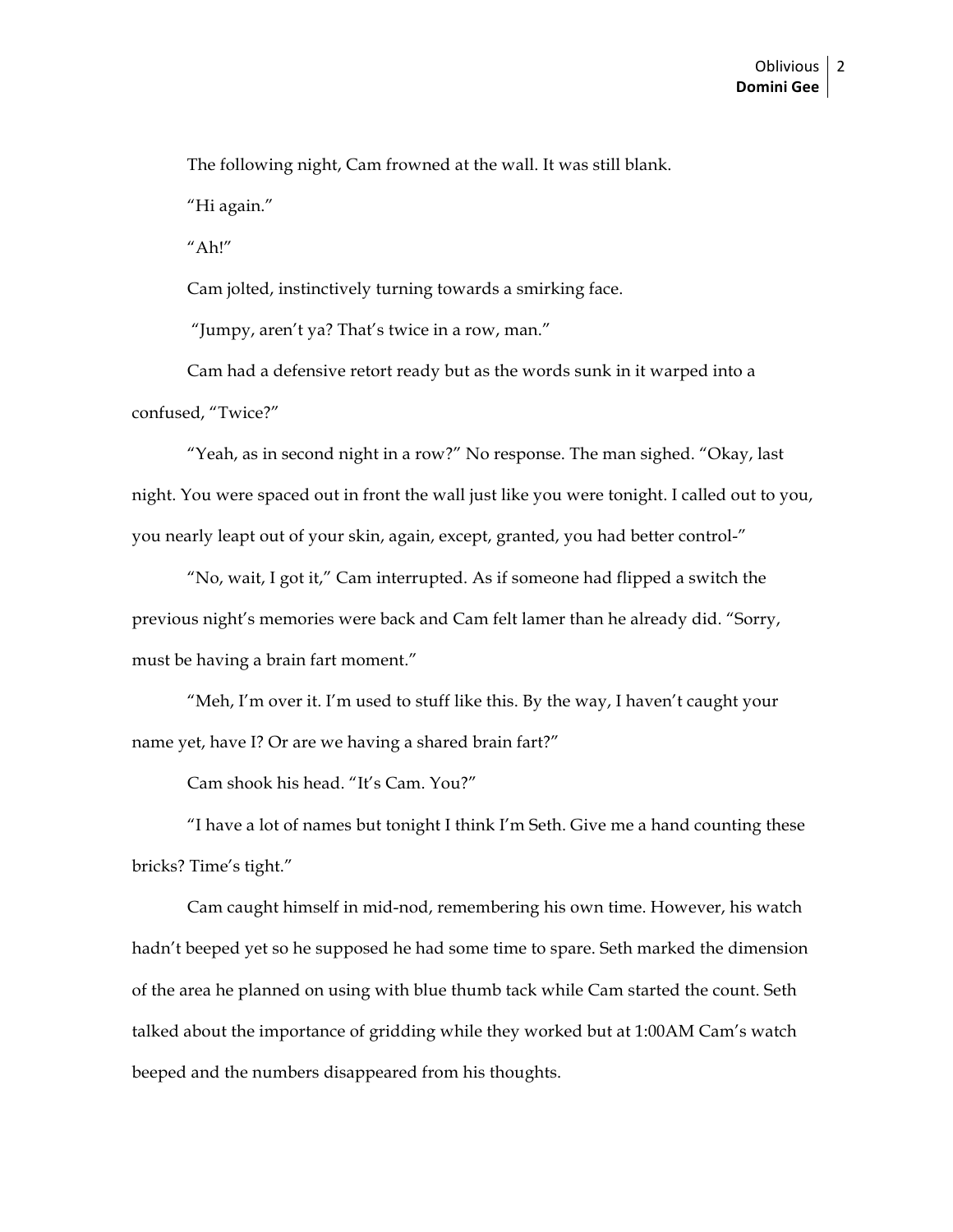The following night, Cam frowned at the wall. It was still blank.

"Hi again."

"Ah!"

Cam jolted, instinctively turning towards a smirking face.

"Jumpy, aren't ya? That's twice in a row, man."

Cam had a defensive retort ready but as the words sunk in it warped into a confused, "Twice?"

"Yeah, as in second night in a row?" No response. The man sighed. "Okay, last night. You were spaced out in front the wall just like you were tonight. I called out to you, you nearly leapt out of your skin, again, except, granted, you had better control-"

"No, wait, I got it," Cam interrupted. As if someone had flipped a switch the previous night's memories were back and Cam felt lamer than he already did. "Sorry, must be having a brain fart moment."

"Meh, I'm over it. I'm used to stuff like this. By the way, I haven't caught your name yet, have I? Or are we having a shared brain fart?"

Cam shook his head. "It's Cam. You?"

"I have a lot of names but tonight I think I'm Seth. Give me a hand counting these bricks? Time's tight."

Cam caught himself in mid-nod, remembering his own time. However, his watch hadn't beeped yet so he supposed he had some time to spare. Seth marked the dimension of the area he planned on using with blue thumb tack while Cam started the count. Seth talked about the importance of gridding while they worked but at 1:00AM Cam's watch beeped and the numbers disappeared from his thoughts.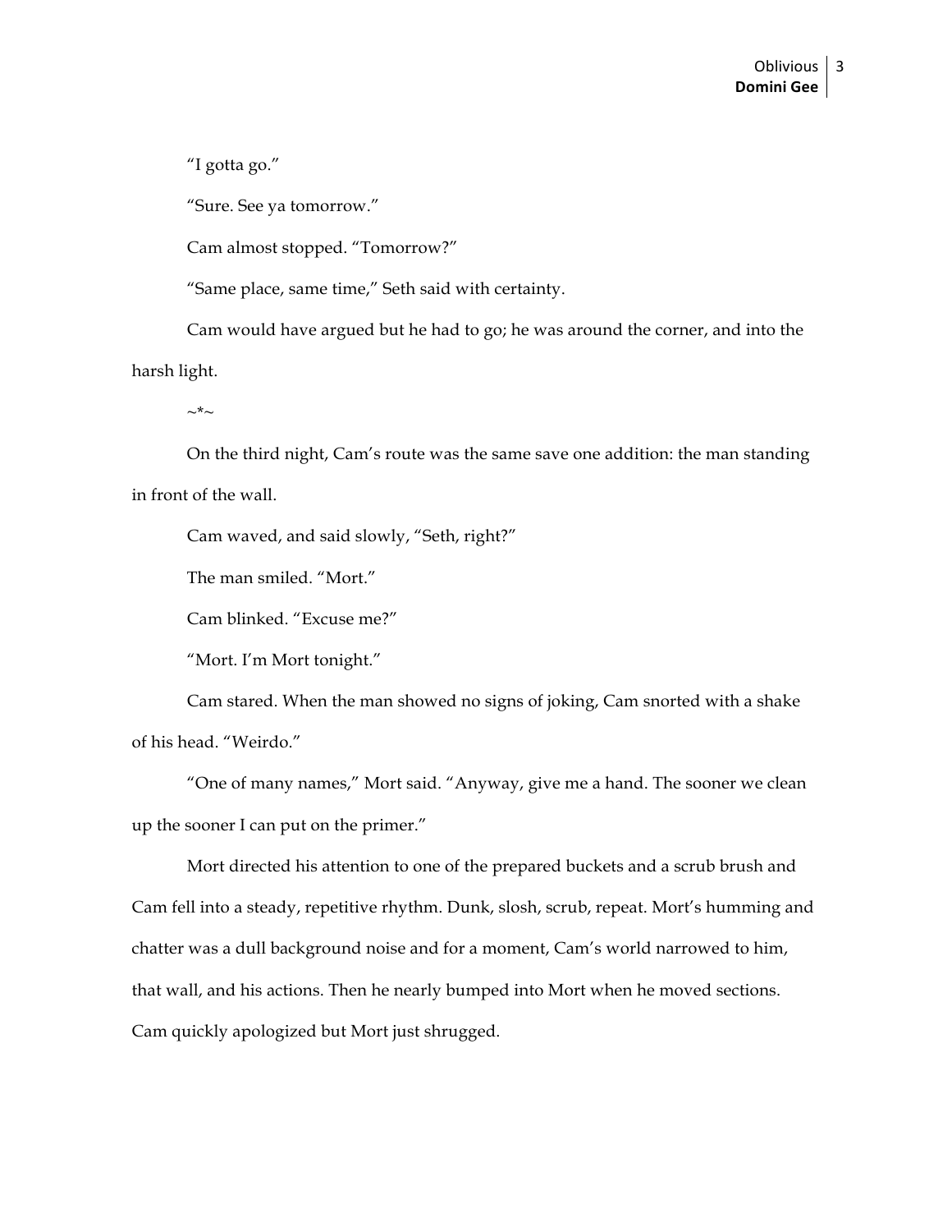"I gotta go."

"Sure. See ya tomorrow."

Cam almost stopped. "Tomorrow?"

"Same place, same time," Seth said with certainty.

Cam would have argued but he had to go; he was around the corner, and into the harsh light.

~*~

On the third night, Cam's route was the same save one addition: the man standing in front of the wall.

Cam waved, and said slowly, "Seth, right?"

The man smiled. "Mort."

Cam blinked. "Excuse me?"

"Mort. I'm Mort tonight."

Cam stared. When the man showed no signs of joking, Cam snorted with a shake of his head. "Weirdo."

"One of many names," Mort said. "Anyway, give me a hand. The sooner we clean up the sooner I can put on the primer."

Mort directed his attention to one of the prepared buckets and a scrub brush and Cam fell into a steady, repetitive rhythm. Dunk, slosh, scrub, repeat. Mort's humming and chatter was a dull background noise and for a moment, Cam's world narrowed to him, that wall, and his actions. Then he nearly bumped into Mort when he moved sections. Cam quickly apologized but Mort just shrugged.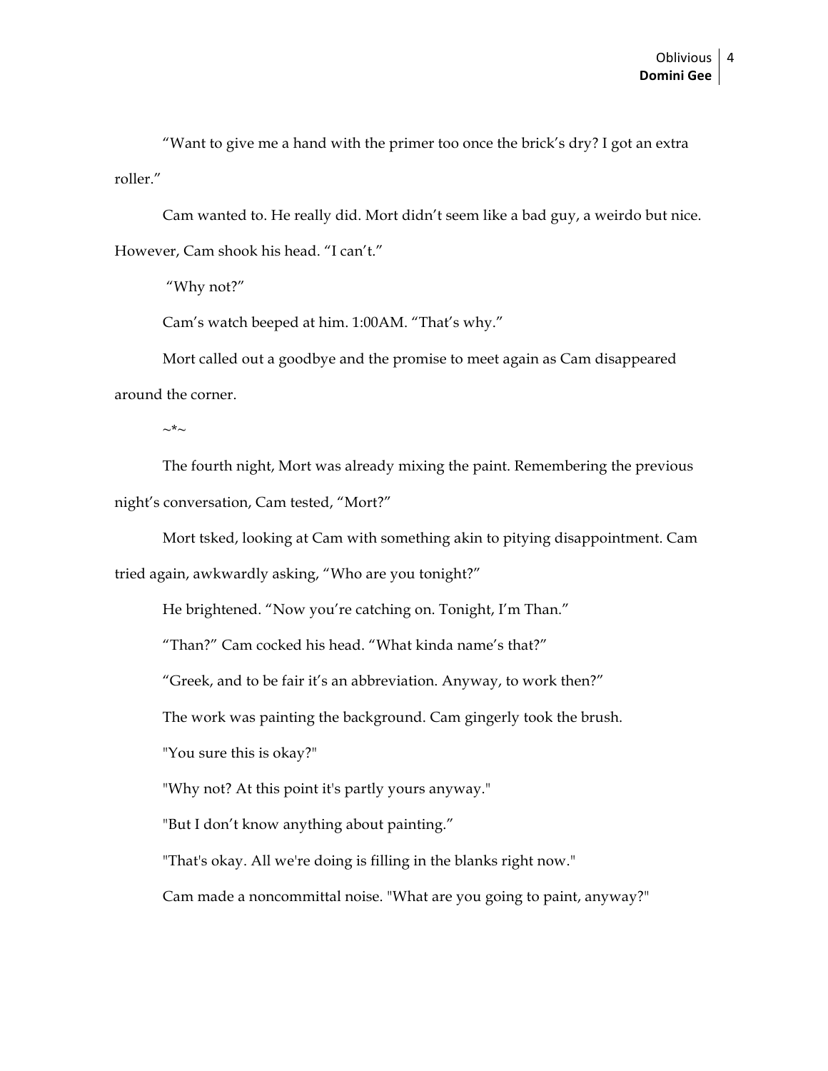"Want to give me a hand with the primer too once the brick's dry? I got an extra roller."

Cam wanted to. He really did. Mort didn't seem like a bad guy, a weirdo but nice. However, Cam shook his head. "I can't."

"Why not?"

Cam's watch beeped at him. 1:00AM. "That's why."

Mort called out a goodbye and the promise to meet again as Cam disappeared around the corner.

~*~

The fourth night, Mort was already mixing the paint. Remembering the previous night's conversation, Cam tested, "Mort?"

Mort tsked, looking at Cam with something akin to pitying disappointment. Cam tried again, awkwardly asking, "Who are you tonight?"

He brightened. "Now you're catching on. Tonight, I'm Than."

"Than?" Cam cocked his head. "What kinda name's that?"

"Greek, and to be fair it's an abbreviation. Anyway, to work then?"

The work was painting the background. Cam gingerly took the brush.

"You sure this is okay?"

"Why not? At this point it's partly yours anyway."

"But I don't know anything about painting."

"That's okay. All we're doing is filling in the blanks right now."

Cam made a noncommittal noise. "What are you going to paint, anyway?"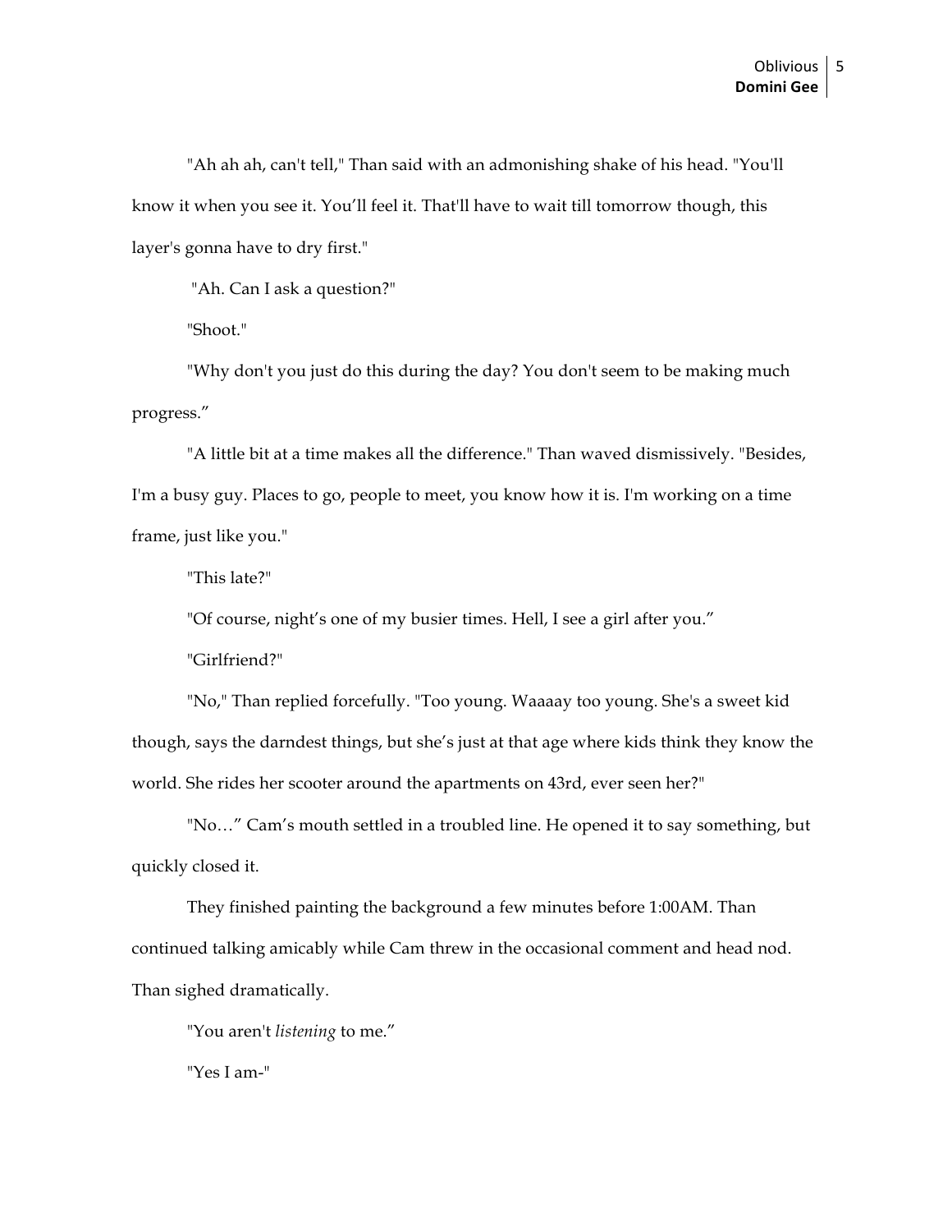"Ah ah ah, can't tell," Than said with an admonishing shake of his head. "You'll know it when you see it. You'll feel it. That'll have to wait till tomorrow though, this layer's gonna have to dry first."

"Ah. Can I ask a question?"

"Shoot."

"Why don't you just do this during the day? You don't seem to be making much progress."

"A little bit at a time makes all the difference." Than waved dismissively. "Besides, I'm a busy guy. Places to go, people to meet, you know how it is. I'm working on a time frame, just like you."

"This late?"

"Of course, night's one of my busier times. Hell, I see a girl after you."

"Girlfriend?"

"No," Than replied forcefully. "Too young. Waaaay too young. She's a sweet kid though, says the darndest things, but she's just at that age where kids think they know the world. She rides her scooter around the apartments on 43rd, ever seen her?"

"No…" Cam's mouth settled in a troubled line. He opened it to say something, but quickly closed it.

They finished painting the background a few minutes before 1:00AM. Than continued talking amicably while Cam threw in the occasional comment and head nod. Than sighed dramatically.

"You aren't *listening* to me."

"Yes I am-"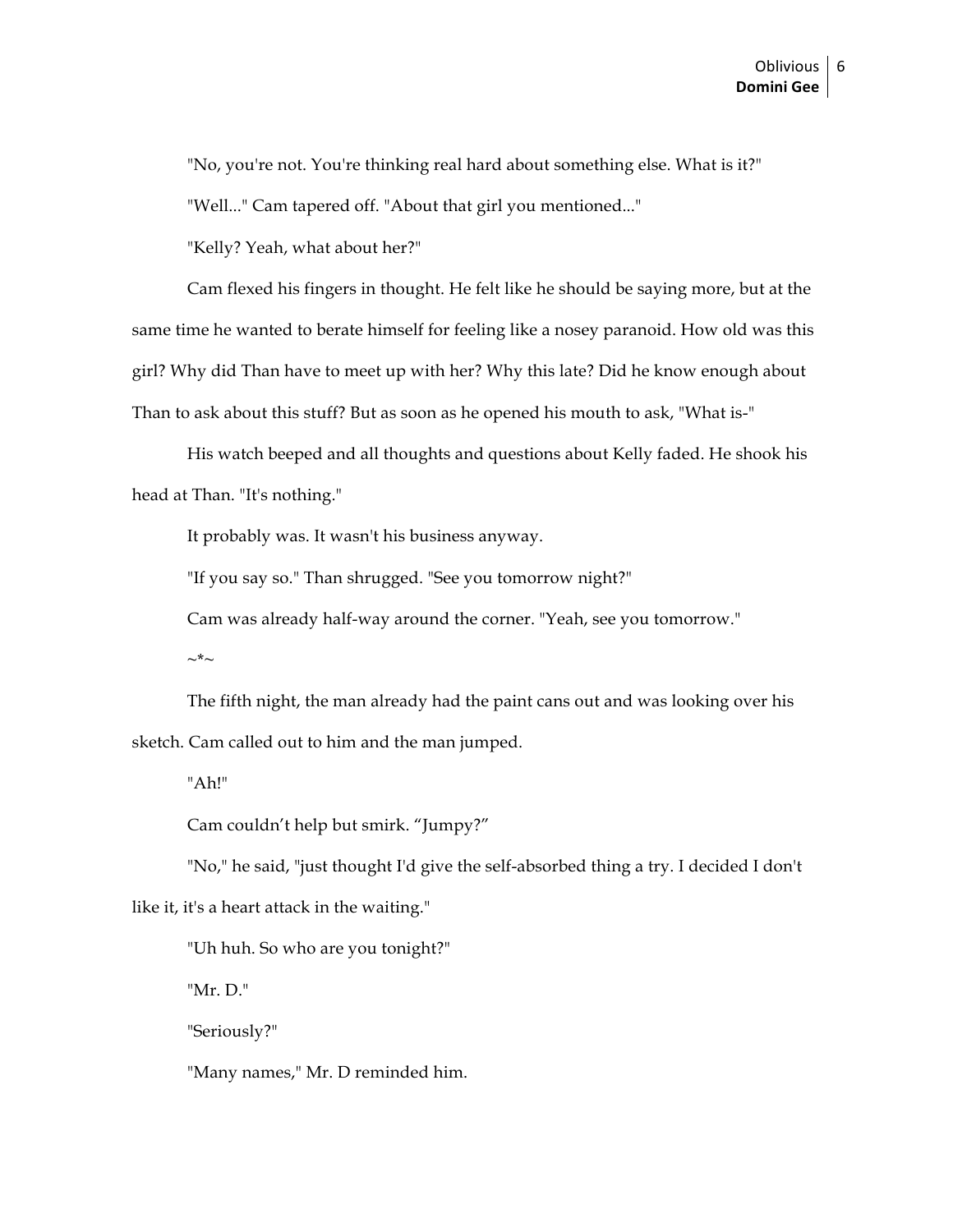"No, you're not. You're thinking real hard about something else. What is it?"

"Well..." Cam tapered off. "About that girl you mentioned..."

"Kelly? Yeah, what about her?"

Cam flexed his fingers in thought. He felt like he should be saying more, but at the same time he wanted to berate himself for feeling like a nosey paranoid. How old was this girl? Why did Than have to meet up with her? Why this late? Did he know enough about Than to ask about this stuff? But as soon as he opened his mouth to ask, "What is-"

His watch beeped and all thoughts and questions about Kelly faded. He shook his head at Than. "It's nothing."

It probably was. It wasn't his business anyway.

"If you say so." Than shrugged. "See you tomorrow night?"

Cam was already half-way around the corner. "Yeah, see you tomorrow."

~*~

The fifth night, the man already had the paint cans out and was looking over his sketch. Cam called out to him and the man jumped.

"Ah!"

Cam couldn't help but smirk. "Jumpy?"

"No," he said, "just thought I'd give the self-absorbed thing a try. I decided I don't like it, it's a heart attack in the waiting."

"Uh huh. So who are you tonight?"

"Mr. D."

"Seriously?"

"Many names," Mr. D reminded him.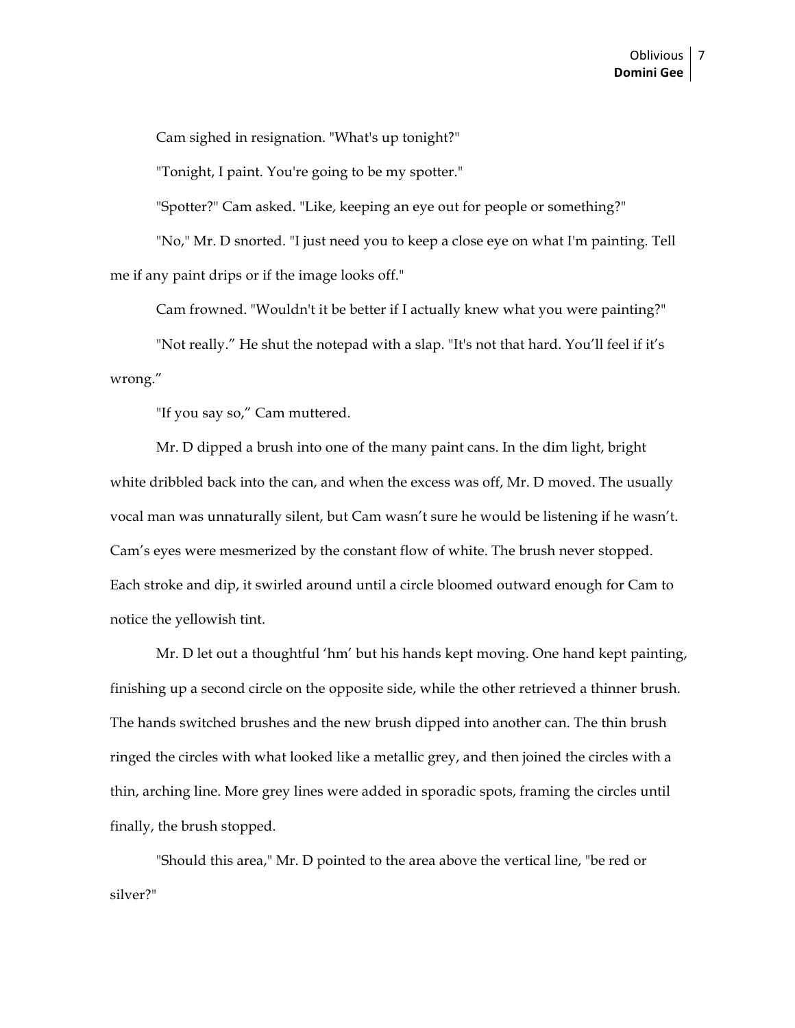Cam sighed in resignation. "What's up tonight?"

"Tonight, I paint. You're going to be my spotter."

"Spotter?" Cam asked. "Like, keeping an eye out for people or something?"

"No," Mr. D snorted. "I just need you to keep a close eye on what I'm painting. Tell me if any paint drips or if the image looks off."

Cam frowned. "Wouldn't it be better if I actually knew what you were painting?"

"Not really." He shut the notepad with a slap. "It's not that hard. You'll feel if it's wrong."

"If you say so," Cam muttered.

Mr. D dipped a brush into one of the many paint cans. In the dim light, bright white dribbled back into the can, and when the excess was off, Mr. D moved. The usually vocal man was unnaturally silent, but Cam wasn't sure he would be listening if he wasn't. Cam's eyes were mesmerized by the constant flow of white. The brush never stopped. Each stroke and dip, it swirled around until a circle bloomed outward enough for Cam to notice the yellowish tint.

Mr. D let out a thoughtful 'hm' but his hands kept moving. One hand kept painting, finishing up a second circle on the opposite side, while the other retrieved a thinner brush. The hands switched brushes and the new brush dipped into another can. The thin brush ringed the circles with what looked like a metallic grey, and then joined the circles with a thin, arching line. More grey lines were added in sporadic spots, framing the circles until finally, the brush stopped.

"Should this area," Mr. D pointed to the area above the vertical line, "be red or silver?"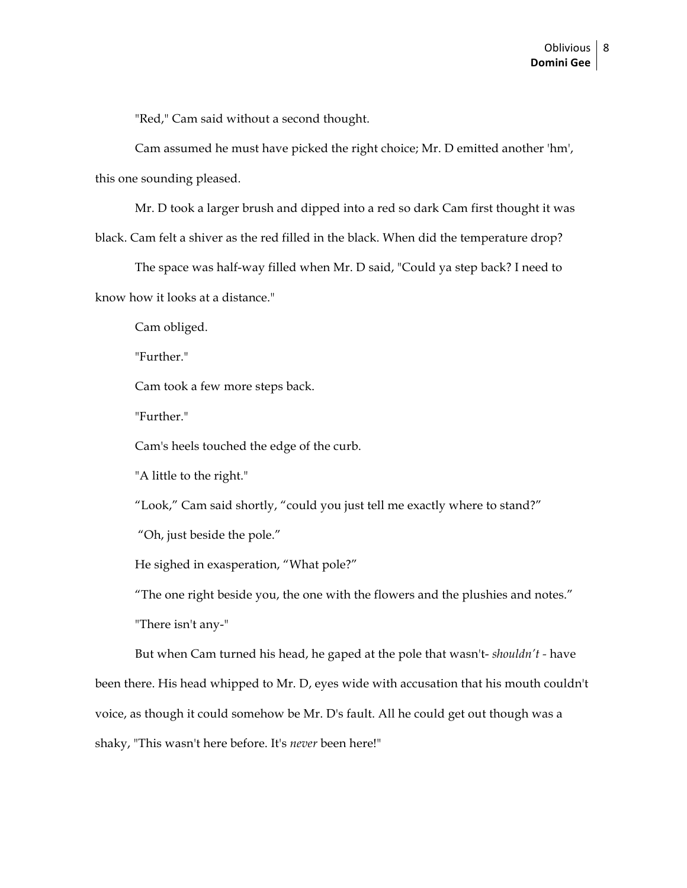"Red," Cam said without a second thought.

Cam assumed he must have picked the right choice; Mr. D emitted another 'hm', this one sounding pleased.

Mr. D took a larger brush and dipped into a red so dark Cam first thought it was black. Cam felt a shiver as the red filled in the black. When did the temperature drop?

The space was half-way filled when Mr. D said, "Could ya step back? I need to know how it looks at a distance."

Cam obliged.

"Further."

Cam took a few more steps back.

"Further."

Cam's heels touched the edge of the curb.

"A little to the right."

"Look," Cam said shortly, "could you just tell me exactly where to stand?"

"Oh, just beside the pole."

He sighed in exasperation, "What pole?"

"The one right beside you, the one with the flowers and the plushies and notes."

"There isn't any-"

But when Cam turned his head, he gaped at the pole that wasn't- *shouldn't* - have been there. His head whipped to Mr. D, eyes wide with accusation that his mouth couldn't voice, as though it could somehow be Mr. D's fault. All he could get out though was a shaky, "This wasn't here before. It's *never* been here!"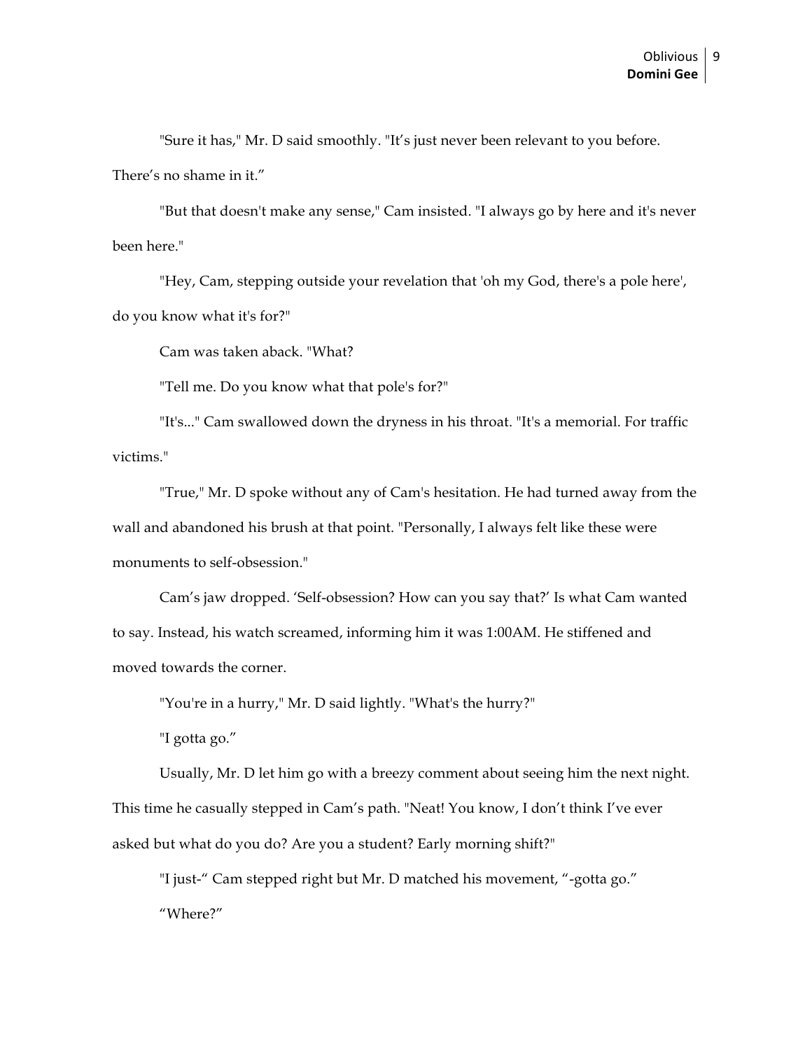"Sure it has," Mr. D said smoothly. "It's just never been relevant to you before. There's no shame in it."

"But that doesn't make any sense," Cam insisted. "I always go by here and it's never been here."

"Hey, Cam, stepping outside your revelation that 'oh my God, there's a pole here', do you know what it's for?"

Cam was taken aback. "What?

"Tell me. Do you know what that pole's for?"

"It's..." Cam swallowed down the dryness in his throat. "It's a memorial. For traffic victims."

"True," Mr. D spoke without any of Cam's hesitation. He had turned away from the wall and abandoned his brush at that point. "Personally, I always felt like these were monuments to self-obsession."

Cam's jaw dropped. 'Self-obsession? How can you say that?' Is what Cam wanted to say. Instead, his watch screamed, informing him it was 1:00AM. He stiffened and moved towards the corner.

"You're in a hurry," Mr. D said lightly. "What's the hurry?"

"I gotta go."

Usually, Mr. D let him go with a breezy comment about seeing him the next night. This time he casually stepped in Cam's path. "Neat! You know, I don't think I've ever asked but what do you do? Are you a student? Early morning shift?"

"I just-" Cam stepped right but Mr. D matched his movement, "-gotta go."

"Where?"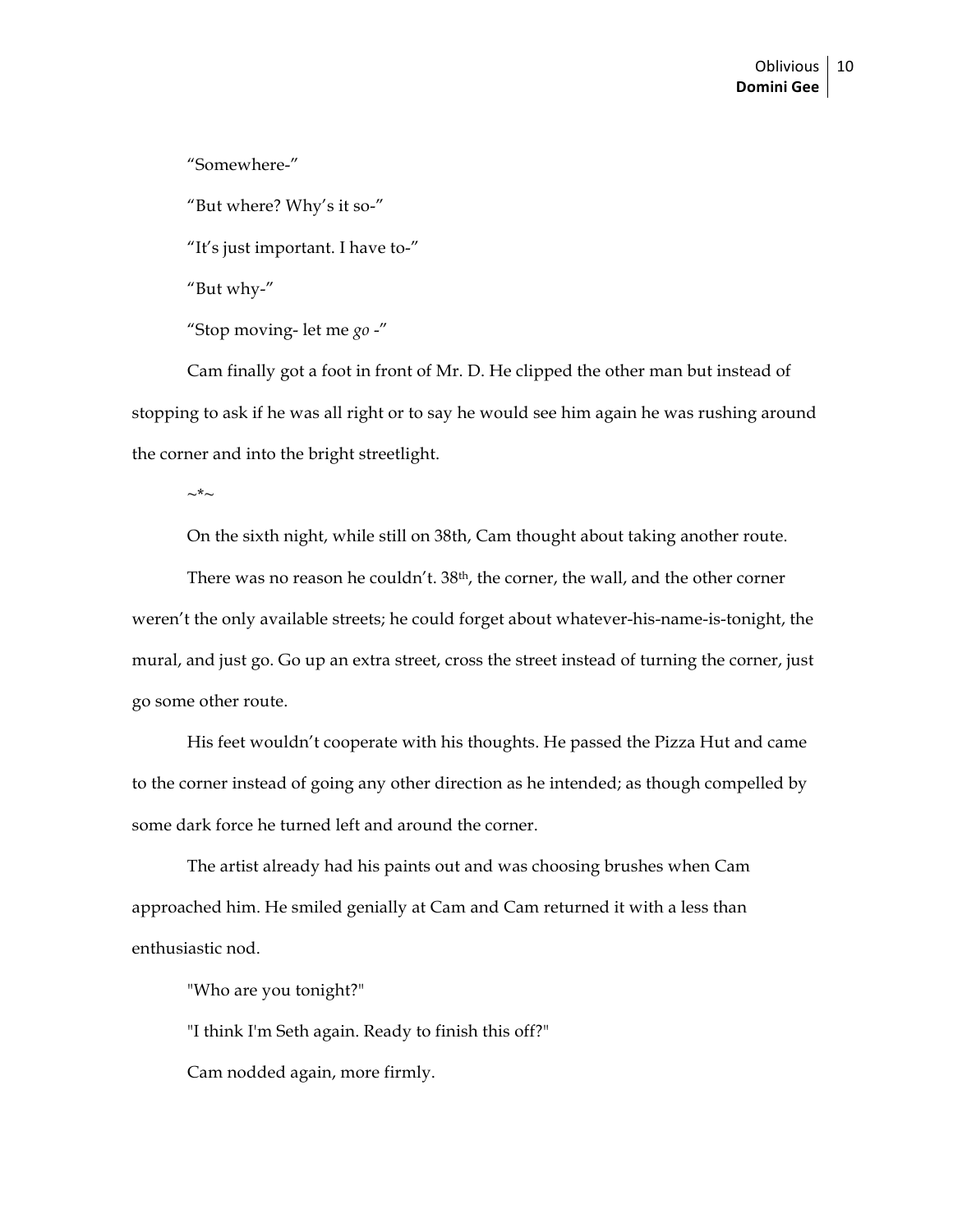"Somewhere-"

"But where? Why's it so-"

"It's just important. I have to-"

"But why-"

"Stop moving- let me *go* -"

Cam finally got a foot in front of Mr. D. He clipped the other man but instead of stopping to ask if he was all right or to say he would see him again he was rushing around the corner and into the bright streetlight.

~*~

On the sixth night, while still on 38th, Cam thought about taking another route.

There was no reason he couldn't. 38th, the corner, the wall, and the other corner weren't the only available streets; he could forget about whatever-his-name-is-tonight, the mural, and just go. Go up an extra street, cross the street instead of turning the corner, just go some other route.

His feet wouldn't cooperate with his thoughts. He passed the Pizza Hut and came to the corner instead of going any other direction as he intended; as though compelled by some dark force he turned left and around the corner.

The artist already had his paints out and was choosing brushes when Cam approached him. He smiled genially at Cam and Cam returned it with a less than enthusiastic nod.

"Who are you tonight?"

"I think I'm Seth again. Ready to finish this off?"

Cam nodded again, more firmly.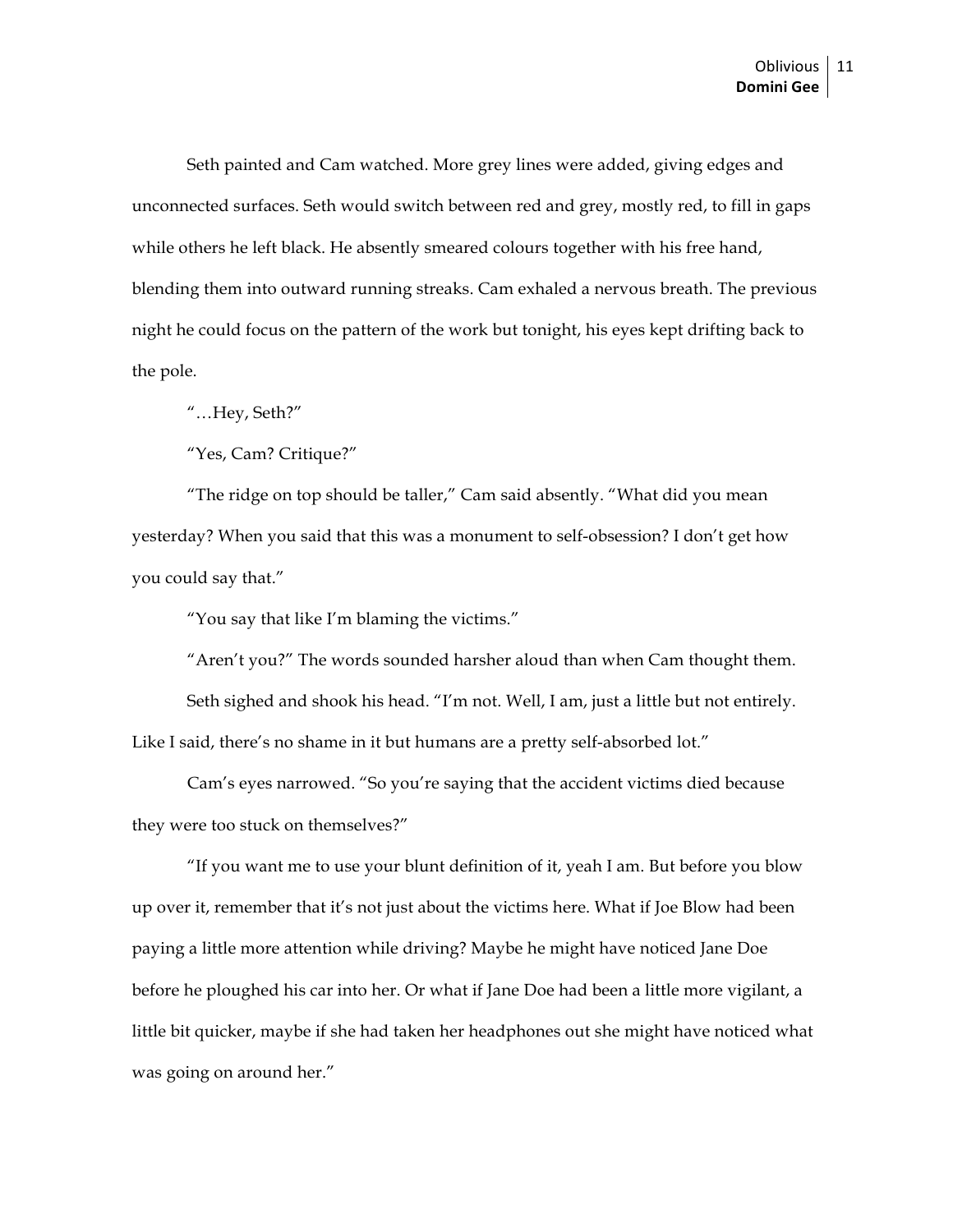Seth painted and Cam watched. More grey lines were added, giving edges and unconnected surfaces. Seth would switch between red and grey, mostly red, to fill in gaps while others he left black. He absently smeared colours together with his free hand, blending them into outward running streaks. Cam exhaled a nervous breath. The previous night he could focus on the pattern of the work but tonight, his eyes kept drifting back to the pole.

"…Hey, Seth?"

"Yes, Cam? Critique?"

"The ridge on top should be taller," Cam said absently. "What did you mean yesterday? When you said that this was a monument to self-obsession? I don't get how you could say that."

"You say that like I'm blaming the victims."

"Aren't you?" The words sounded harsher aloud than when Cam thought them.

Seth sighed and shook his head. "I'm not. Well, I am, just a little but not entirely. Like I said, there's no shame in it but humans are a pretty self-absorbed lot."

Cam's eyes narrowed. "So you're saying that the accident victims died because they were too stuck on themselves?"

"If you want me to use your blunt definition of it, yeah I am. But before you blow up over it, remember that it's not just about the victims here. What if Joe Blow had been paying a little more attention while driving? Maybe he might have noticed Jane Doe before he ploughed his car into her. Or what if Jane Doe had been a little more vigilant, a little bit quicker, maybe if she had taken her headphones out she might have noticed what was going on around her."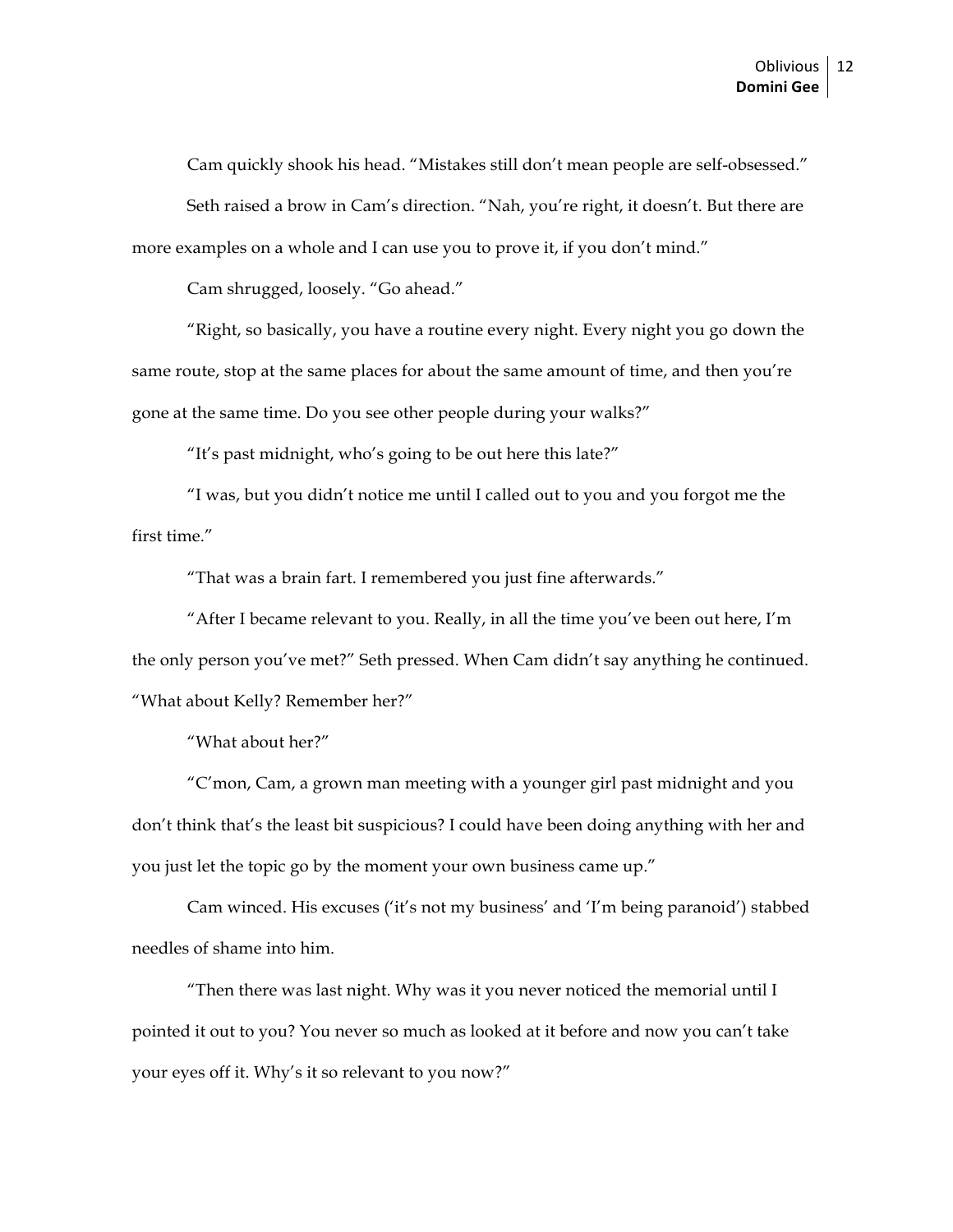Cam quickly shook his head. "Mistakes still don't mean people are self-obsessed."

Seth raised a brow in Cam's direction. "Nah, you're right, it doesn't. But there are more examples on a whole and I can use you to prove it, if you don't mind."

Cam shrugged, loosely. "Go ahead."

"Right, so basically, you have a routine every night. Every night you go down the same route, stop at the same places for about the same amount of time, and then you're gone at the same time. Do you see other people during your walks?"

"It's past midnight, who's going to be out here this late?"

"I was, but you didn't notice me until I called out to you and you forgot me the first time."

"That was a brain fart. I remembered you just fine afterwards."

"After I became relevant to you. Really, in all the time you've been out here, I'm the only person you've met?" Seth pressed. When Cam didn't say anything he continued. "What about Kelly? Remember her?"

"What about her?"

"C'mon, Cam, a grown man meeting with a younger girl past midnight and you don't think that's the least bit suspicious? I could have been doing anything with her and you just let the topic go by the moment your own business came up."

Cam winced. His excuses ('it's not my business' and 'I'm being paranoid') stabbed needles of shame into him.

"Then there was last night. Why was it you never noticed the memorial until I pointed it out to you? You never so much as looked at it before and now you can't take your eyes off it. Why's it so relevant to you now?"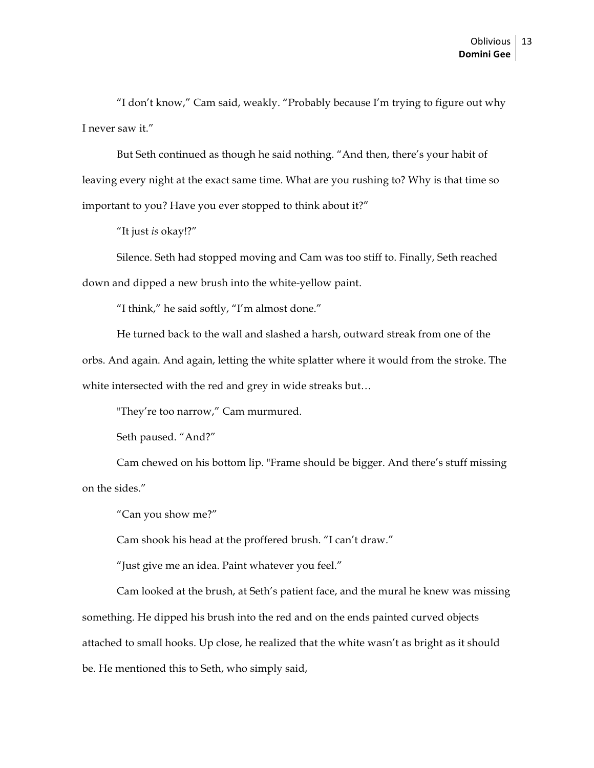"I don't know," Cam said, weakly. "Probably because I'm trying to figure out why I never saw it."

But Seth continued as though he said nothing. "And then, there's your habit of leaving every night at the exact same time. What are you rushing to? Why is that time so important to you? Have you ever stopped to think about it?"

"It just *is* okay!?"

Silence. Seth had stopped moving and Cam was too stiff to. Finally, Seth reached down and dipped a new brush into the white-yellow paint.

"I think," he said softly, "I'm almost done."

He turned back to the wall and slashed a harsh, outward streak from one of the orbs. And again. And again, letting the white splatter where it would from the stroke. The white intersected with the red and grey in wide streaks but…

"They're too narrow," Cam murmured.

Seth paused. "And?"

Cam chewed on his bottom lip. "Frame should be bigger. And there's stuff missing on the sides."

"Can you show me?"

Cam shook his head at the proffered brush. "I can't draw."

"Just give me an idea. Paint whatever you feel."

Cam looked at the brush, at Seth's patient face, and the mural he knew was missing something. He dipped his brush into the red and on the ends painted curved objects attached to small hooks. Up close, he realized that the white wasn't as bright as it should be. He mentioned this to Seth, who simply said,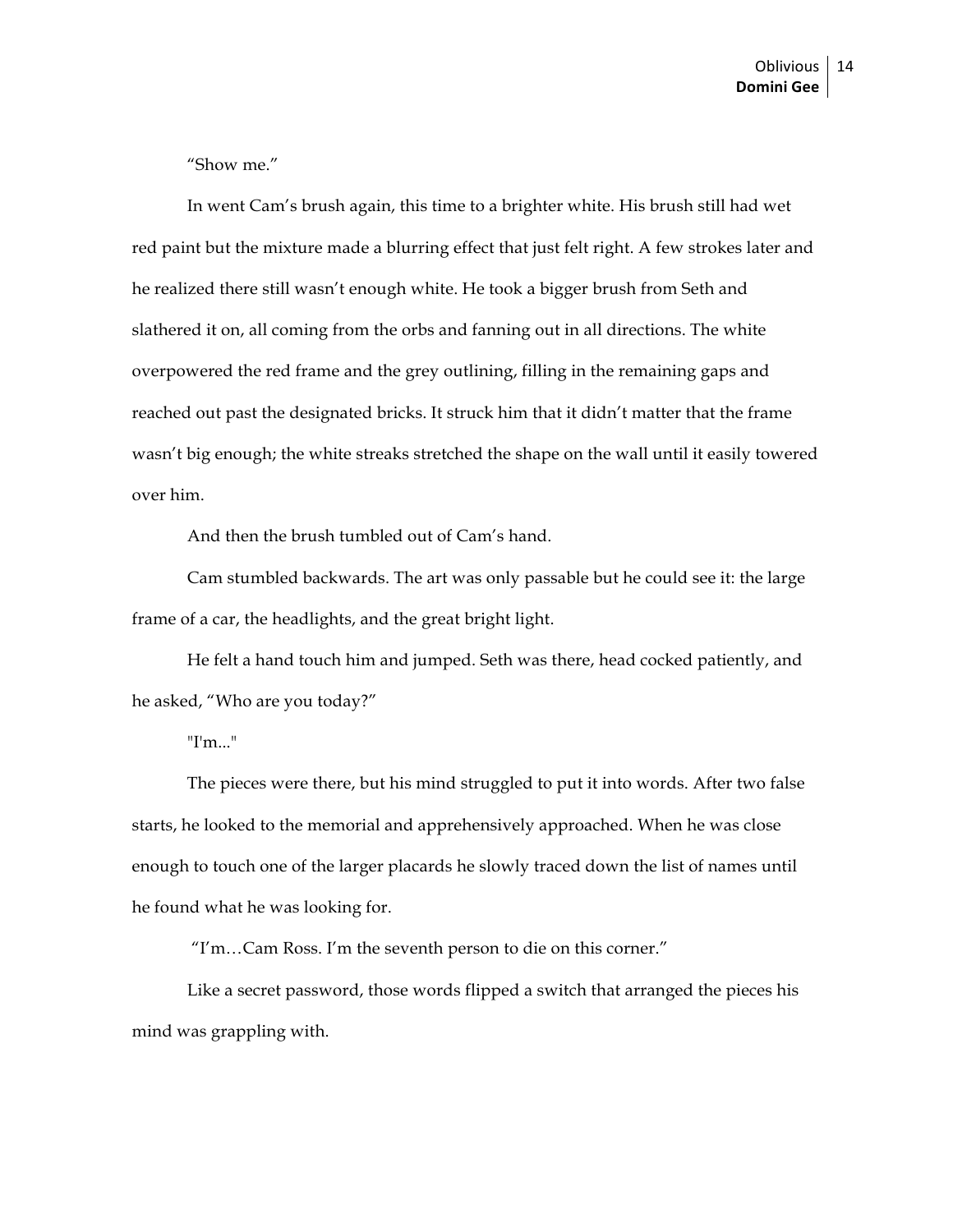"Show me."

In went Cam's brush again, this time to a brighter white. His brush still had wet red paint but the mixture made a blurring effect that just felt right. A few strokes later and he realized there still wasn't enough white. He took a bigger brush from Seth and slathered it on, all coming from the orbs and fanning out in all directions. The white overpowered the red frame and the grey outlining, filling in the remaining gaps and reached out past the designated bricks. It struck him that it didn't matter that the frame wasn't big enough; the white streaks stretched the shape on the wall until it easily towered over him.

And then the brush tumbled out of Cam's hand.

Cam stumbled backwards. The art was only passable but he could see it: the large frame of a car, the headlights, and the great bright light.

He felt a hand touch him and jumped. Seth was there, head cocked patiently, and he asked, "Who are you today?"

"I'm..."

The pieces were there, but his mind struggled to put it into words. After two false starts, he looked to the memorial and apprehensively approached. When he was close enough to touch one of the larger placards he slowly traced down the list of names until he found what he was looking for.

"I'm…Cam Ross. I'm the seventh person to die on this corner."

Like a secret password, those words flipped a switch that arranged the pieces his mind was grappling with.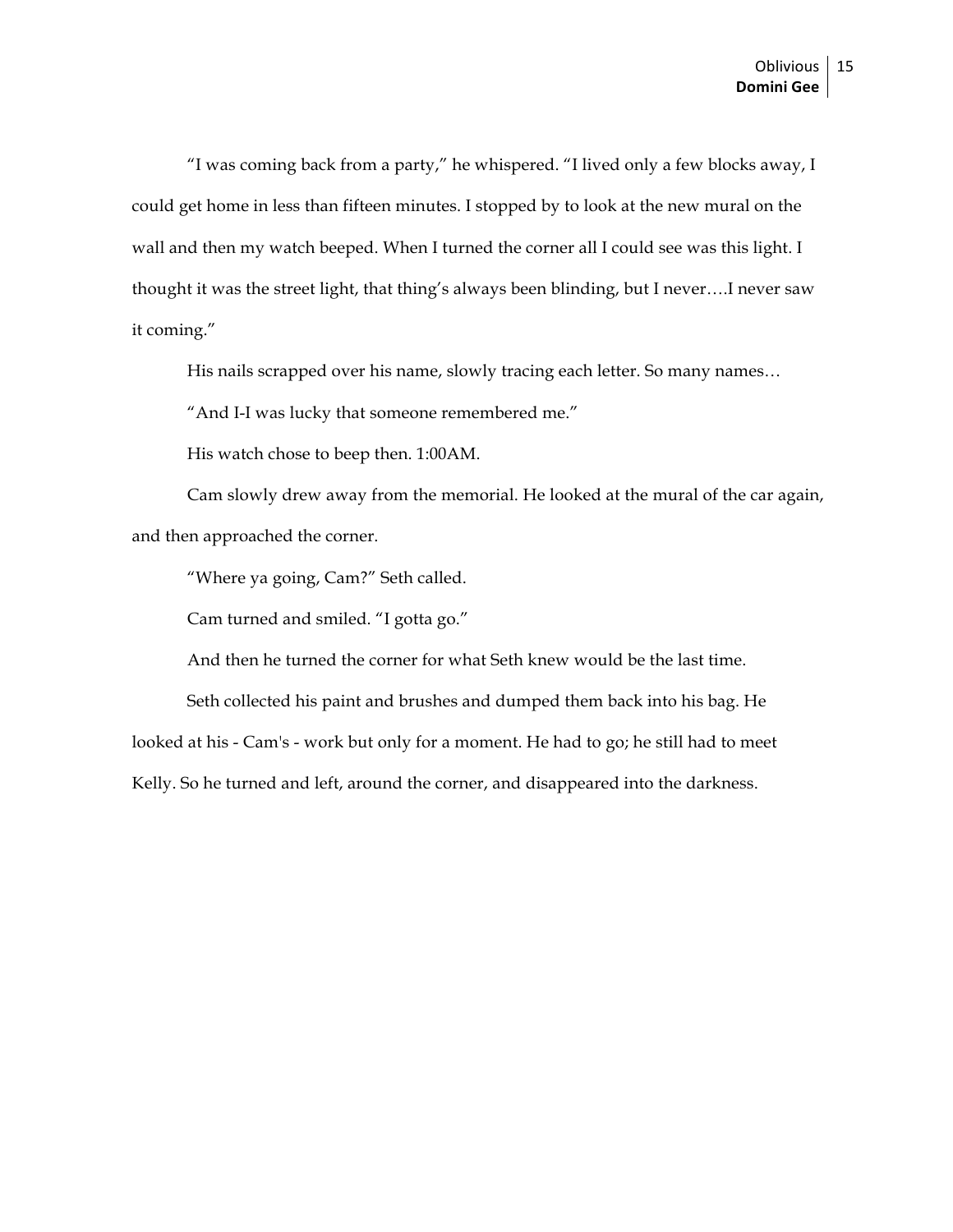"I was coming back from a party," he whispered. "I lived only a few blocks away, I could get home in less than fifteen minutes. I stopped by to look at the new mural on the wall and then my watch beeped. When I turned the corner all I could see was this light. I thought it was the street light, that thing's always been blinding, but I never….I never saw it coming."

His nails scrapped over his name, slowly tracing each letter. So many names…

"And I-I was lucky that someone remembered me."

His watch chose to beep then. 1:00AM.

Cam slowly drew away from the memorial. He looked at the mural of the car again, and then approached the corner.

"Where ya going, Cam?" Seth called.

Cam turned and smiled. "I gotta go."

And then he turned the corner for what Seth knew would be the last time.

Seth collected his paint and brushes and dumped them back into his bag. He looked at his - Cam's - work but only for a moment. He had to go; he still had to meet Kelly. So he turned and left, around the corner, and disappeared into the darkness.